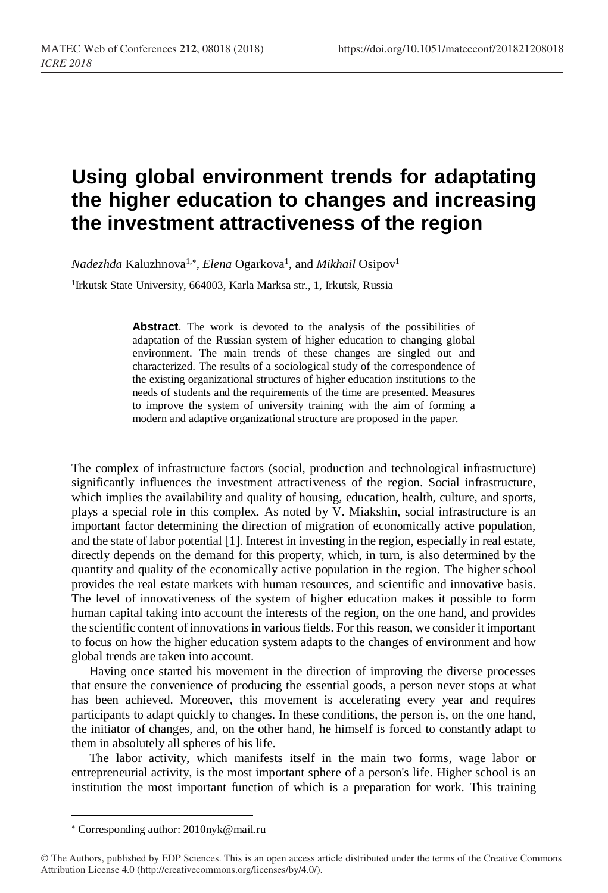# Using global environment trends for adaptating the higher education to changes and increasing the investment attractiveness of the region

*Nadezhda* Kaluzhnova[1,*], *Elena* Ogarkova[1], and *Mikhail* Osipov[1]

[1]Irkutsk State University, 664003, Karla Marksa str., 1, Irkutsk, Russia

**Abstract**. The work is devoted to the analysis of the possibilities of adaptation of the Russian system of higher education to changing global environment. The main trends of these changes are singled out and characterized. The results of a sociological study of the correspondence of the existing organizational structures of higher education institutions to the needs of students and the requirements of the time are presented. Measures to improve the system of university training with the aim of forming a modern and adaptive organizational structure are proposed in the paper.

The complex of infrastructure factors (social, production and technological infrastructure) significantly influences the investment attractiveness of the region. Social infrastructure, which implies the availability and quality of housing, education, health, culture, and sports, plays a special role in this complex. As noted by V. Miakshin, social infrastructure is an important factor determining the direction of migration of economically active population, and the state of labor potential [1]. Interest in investing in the region, especially in real estate, directly depends on the demand for this property, which, in turn, is also determined by the quantity and quality of the economically active population in the region. The higher school provides the real estate markets with human resources, and scientific and innovative basis. The level of innovativeness of the system of higher education makes it possible to form human capital taking into account the interests of the region, on the one hand, and provides the scientific content of innovations in various fields. For this reason, we consider it important to focus on how the higher education system adapts to the changes of environment and how global trends are taken into account.

Having once started his movement in the direction of improving the diverse processes that ensure the convenience of producing the essential goods, a person never stops at what has been achieved. Moreover, this movement is accelerating every year and requires participants to adapt quickly to changes. In these conditions, the person is, on the one hand, the initiator of changes, and, on the other hand, he himself is forced to constantly adapt to them in absolutely all spheres of his life.

The labor activity, which manifests itself in the main two forms, wage labor or entrepreneurial activity, is the most important sphere of a person's life. Higher school is an institution the most important function of which is a preparation for work. This training

* Corresponding author: 2010nyk@mail.ru

© The Authors, published by EDP Sciences. This is an open access article distributed under the terms of the Creative Commons Attribution License 4.0 (http://creativecommons.org/licenses/by/4.0/).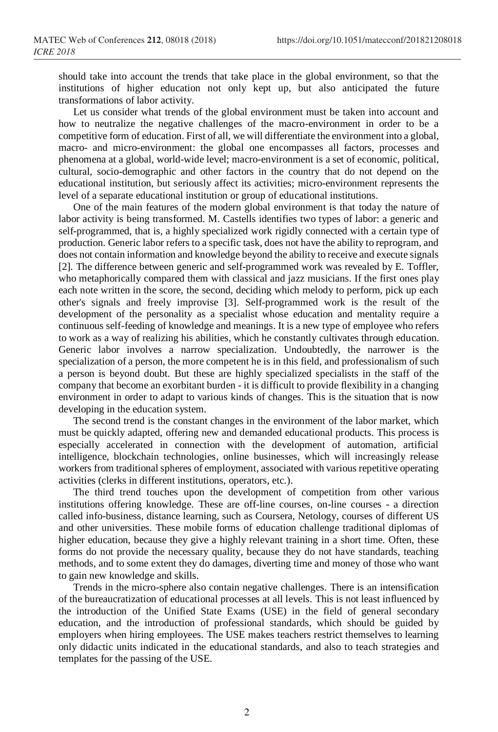should take into account the trends that take place in the global environment, so that the institutions of higher education not only kept up, but also anticipated the future transformations of labor activity.

Let us consider what trends of the global environment must be taken into account and how to neutralize the negative challenges of the macro-environment in order to be a competitive form of education. First of all, we will differentiate the environment into a global, macro- and micro-environment: the global one encompasses all factors, processes and phenomena at a global, world-wide level; macro-environment is a set of economic, political, cultural, socio-demographic and other factors in the country that do not depend on the educational institution, but seriously affect its activities; micro-environment represents the level of a separate educational institution or group of educational institutions.

One of the main features of the modern global environment is that today the nature of labor activity is being transformed. M. Castells identifies two types of labor: a generic and self-programmed, that is, a highly specialized work rigidly connected with a certain type of production. Generic labor refers to a specific task, does not have the ability to reprogram, and does not contain information and knowledge beyond the ability to receive and execute signals [2]. The difference between generic and self-programmed work was revealed by E. Toffler, who metaphorically compared them with classical and jazz musicians. If the first ones play each note written in the score, the second, deciding which melody to perform, pick up each other's signals and freely improvise [3]. Self-programmed work is the result of the development of the personality as a specialist whose education and mentality require a continuous self-feeding of knowledge and meanings. It is a new type of employee who refers to work as a way of realizing his abilities, which he constantly cultivates through education. Generic labor involves a narrow specialization. Undoubtedly, the narrower is the specialization of a person, the more competent he is in this field, and professionalism of such a person is beyond doubt. But these are highly specialized specialists in the staff of the company that become an exorbitant burden - it is difficult to provide flexibility in a changing environment in order to adapt to various kinds of changes. This is the situation that is now developing in the education system.

The second trend is the constant changes in the environment of the labor market, which must be quickly adapted, offering new and demanded educational products. This process is especially accelerated in connection with the development of automation, artificial intelligence, blockchain technologies, online businesses, which will increasingly release workers from traditional spheres of employment, associated with various repetitive operating activities (clerks in different institutions, operators, etc.).

The third trend touches upon the development of competition from other various institutions offering knowledge. These are off-line courses, on-line courses - a direction called info-business, distance learning, such as Coursera, Netology, courses of different US and other universities. These mobile forms of education challenge traditional diplomas of higher education, because they give a highly relevant training in a short time. Often, these forms do not provide the necessary quality, because they do not have standards, teaching methods, and to some extent they do damages, diverting time and money of those who want to gain new knowledge and skills.

Trends in the micro-sphere also contain negative challenges. There is an intensification of the bureaucratization of educational processes at all levels. This is not least influenced by the introduction of the Unified State Exams (USE) in the field of general secondary education, and the introduction of professional standards, which should be guided by employers when hiring employees. The USE makes teachers restrict themselves to learning only didactic units indicated in the educational standards, and also to teach strategies and templates for the passing of the USE.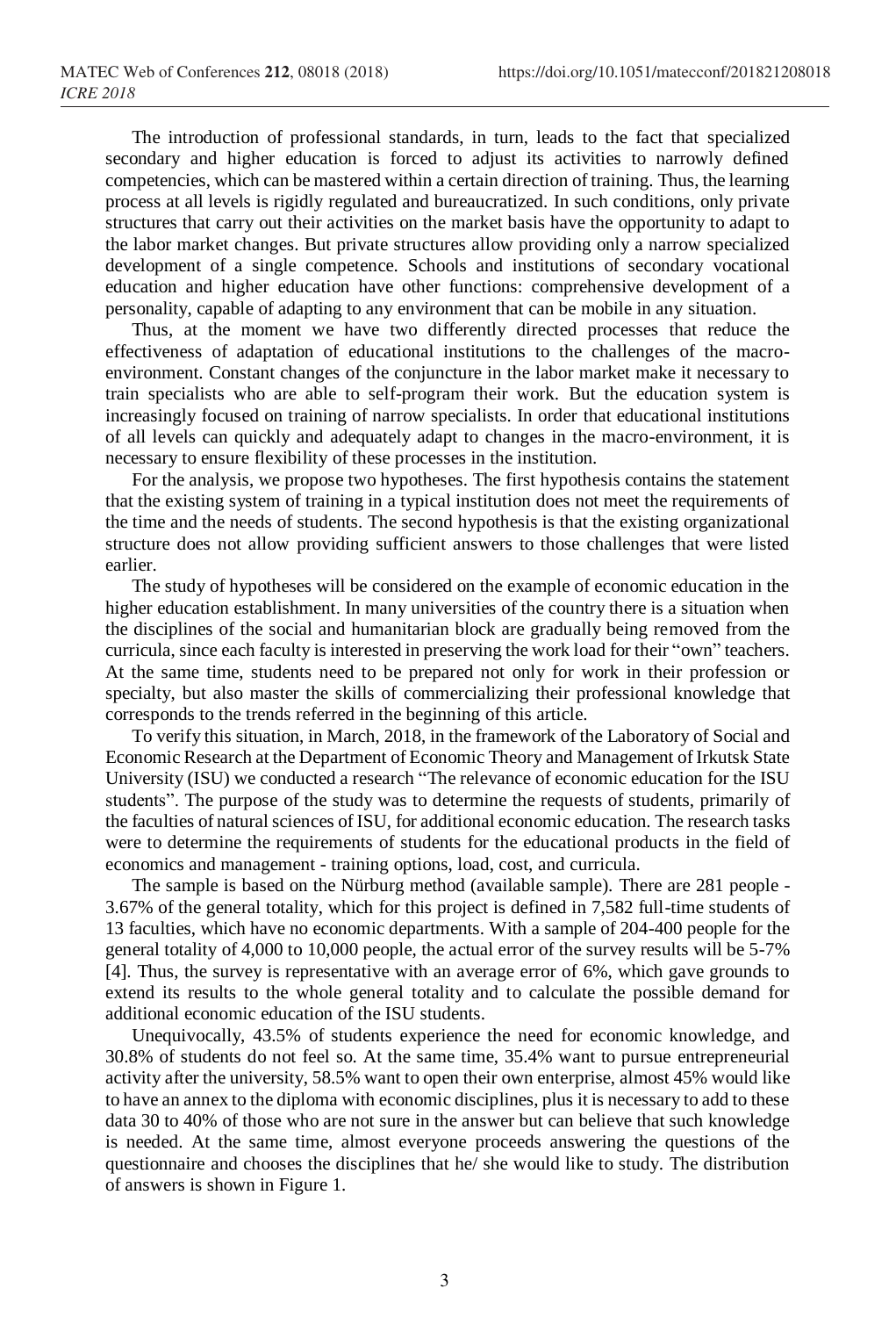The introduction of professional standards, in turn, leads to the fact that specialized secondary and higher education is forced to adjust its activities to narrowly defined competencies, which can be mastered within a certain direction of training. Thus, the learning process at all levels is rigidly regulated and bureaucratized. In such conditions, only private structures that carry out their activities on the market basis have the opportunity to adapt to the labor market changes. But private structures allow providing only a narrow specialized development of a single competence. Schools and institutions of secondary vocational education and higher education have other functions: comprehensive development of a personality, capable of adapting to any environment that can be mobile in any situation.

Thus, at the moment we have two differently directed processes that reduce the effectiveness of adaptation of educational institutions to the challenges of the macro-environment. Constant changes of the conjuncture in the labor market make it necessary to train specialists who are able to self-program their work. But the education system is increasingly focused on training of narrow specialists. In order that educational institutions of all levels can quickly and adequately adapt to changes in the macro-environment, it is necessary to ensure flexibility of these processes in the institution.

For the analysis, we propose two hypotheses. The first hypothesis contains the statement that the existing system of training in a typical institution does not meet the requirements of the time and the needs of students. The second hypothesis is that the existing organizational structure does not allow providing sufficient answers to those challenges that were listed earlier.

The study of hypotheses will be considered on the example of economic education in the higher education establishment. In many universities of the country there is a situation when the disciplines of the social and humanitarian block are gradually being removed from the curricula, since each faculty is interested in preserving the work load for their "own" teachers. At the same time, students need to be prepared not only for work in their profession or specialty, but also master the skills of commercializing their professional knowledge that corresponds to the trends referred in the beginning of this article.

To verify this situation, in March, 2018, in the framework of the Laboratory of Social and Economic Research at the Department of Economic Theory and Management of Irkutsk State University (ISU) we conducted a research "The relevance of economic education for the ISU students". The purpose of the study was to determine the requests of students, primarily of the faculties of natural sciences of ISU, for additional economic education. The research tasks were to determine the requirements of students for the educational products in the field of economics and management - training options, load, cost, and curricula.

The sample is based on the Nürburg method (available sample). There are 281 people - 3.67% of the general totality, which for this project is defined in 7,582 full-time students of 13 faculties, which have no economic departments. With a sample of 204-400 people for the general totality of 4,000 to 10,000 people, the actual error of the survey results will be 5-7% [4]. Thus, the survey is representative with an average error of 6%, which gave grounds to extend its results to the whole general totality and to calculate the possible demand for additional economic education of the ISU students.

Unequivocally, 43.5% of students experience the need for economic knowledge, and 30.8% of students do not feel so. At the same time, 35.4% want to pursue entrepreneurial activity after the university, 58.5% want to open their own enterprise, almost 45% would like to have an annex to the diploma with economic disciplines, plus it is necessary to add to these data 30 to 40% of those who are not sure in the answer but can believe that such knowledge is needed. At the same time, almost everyone proceeds answering the questions of the questionnaire and chooses the disciplines that he/ she would like to study. The distribution of answers is shown in Figure 1.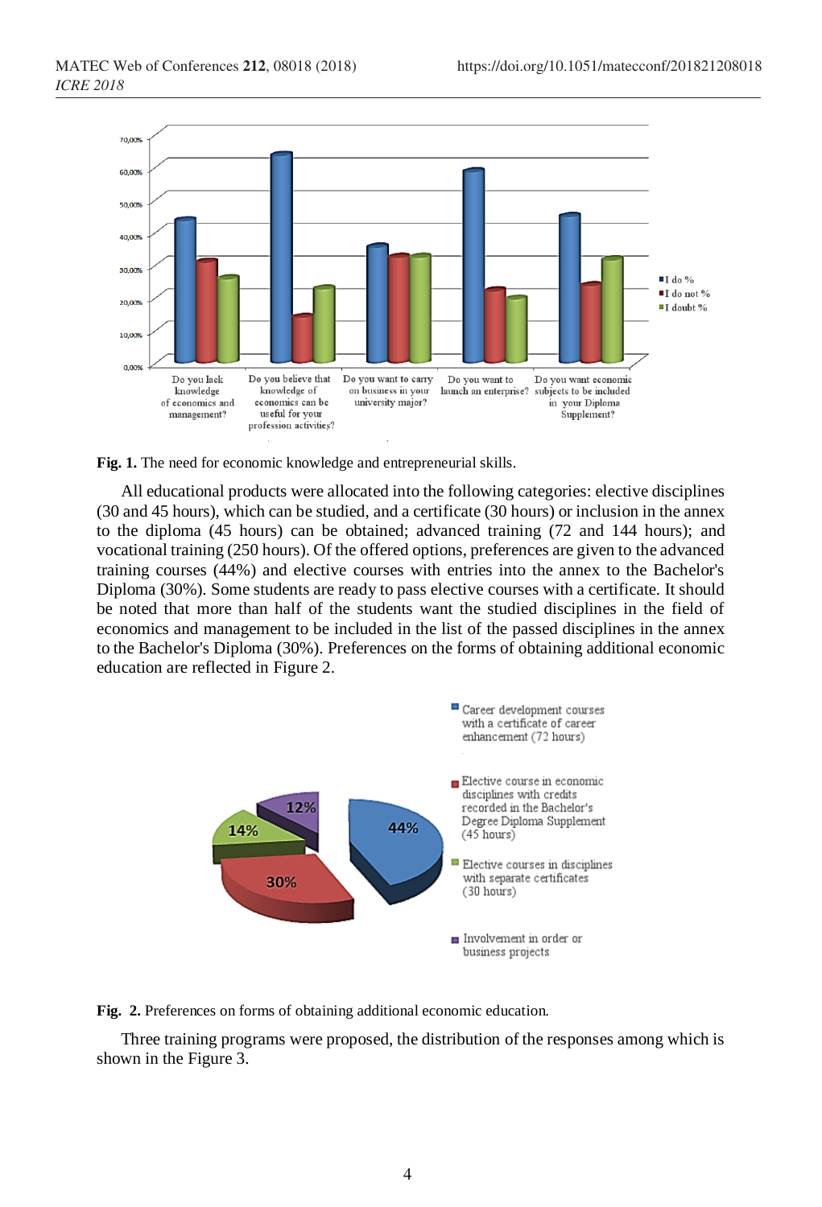Fig. 1. The need for economic knowledge and entrepreneurial skills.

All educational products were allocated into the following categories: elective disciplines (30 and 45 hours), which can be studied, and a certificate (30 hours) or inclusion in the annex to the diploma (45 hours) can be obtained; advanced training (72 and 144 hours); and vocational training (250 hours). Of the offered options, preferences are given to the advanced training courses (44%) and elective courses with entries into the annex to the Bachelor's Diploma (30%). Some students are ready to pass elective courses with a certificate. It should be noted that more than half of the students want the studied disciplines in the field of economics and management to be included in the list of the passed disciplines in the annex to the Bachelor's Diploma (30%). Preferences on the forms of obtaining additional economic education are reflected in Figure 2.

**Fig. 2.** Preferences on forms of obtaining additional economic education.

Three training programs were proposed, the distribution of the responses among which is shown in the Figure 3.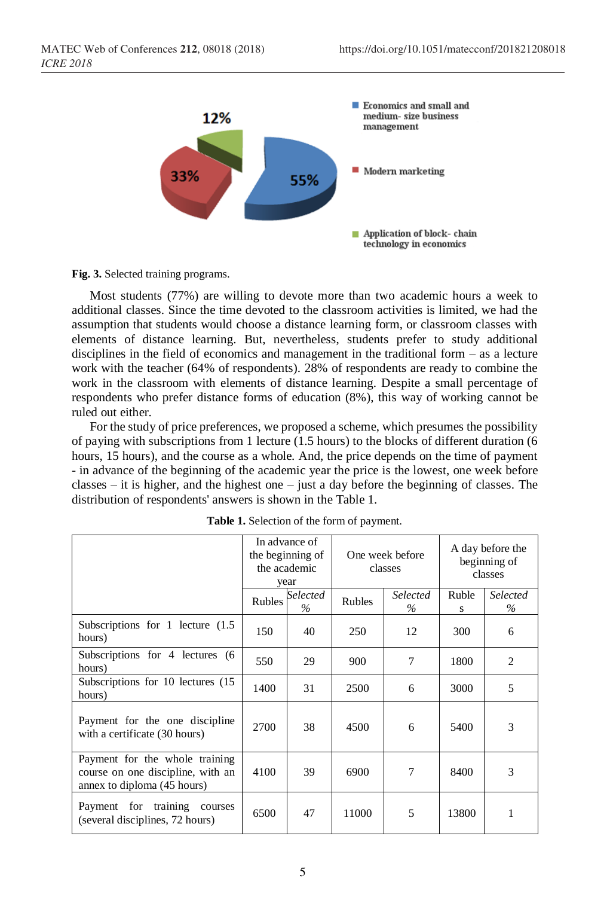Fig. 3. Selected training programs.

Most students (77%) are willing to devote more than two academic hours a week to additional classes. Since the time devoted to the classroom activities is limited, we had the assumption that students would choose a distance learning form, or classroom classes with elements of distance learning. But, nevertheless, students prefer to study additional disciplines in the field of economics and management in the traditional form – as a lecture work with the teacher (64% of respondents). 28% of respondents are ready to combine the work in the classroom with elements of distance learning. Despite a small percentage of respondents who prefer distance forms of education (8%), this way of working cannot be ruled out either.

For the study of price preferences, we proposed a scheme, which presumes the possibility of paying with subscriptions from 1 lecture (1.5 hours) to the blocks of different duration (6 hours, 15 hours), and the course as a whole. And, the price depends on the time of payment - in advance of the beginning of the academic year the price is the lowest, one week before classes – it is higher, and the highest one – just a day before the beginning of classes. The distribution of respondents' answers is shown in the Table 1.

**Table 1.** Selection of the form of payment.

| | In advance of the beginning of the academic year | | One week before classes | | A day before the beginning of classes | |
|---|---|---|---|---|---|---|
| | Rubles | *Selected %* | Rubles | *Selected %* | Rubles | *Selected %* |
| Subscriptions for 1 lecture (1.5 hours) | 150 | 40 | 250 | 12 | 300 | 6 |
| Subscriptions for 4 lectures (6 hours) | 550 | 29 | 900 | 7 | 1800 | 2 |
| Subscriptions for 10 lectures (15 hours) | 1400 | 31 | 2500 | 6 | 3000 | 5 |
| Payment for the one discipline with a certificate (30 hours) | 2700 | 38 | 4500 | 6 | 5400 | 3 |
| Payment for the whole training course on one discipline, with an annex to diploma (45 hours) | 4100 | 39 | 6900 | 7 | 8400 | 3 |
| Payment for training courses (several disciplines, 72 hours) | 6500 | 47 | 11000 | 5 | 13800 | 1 |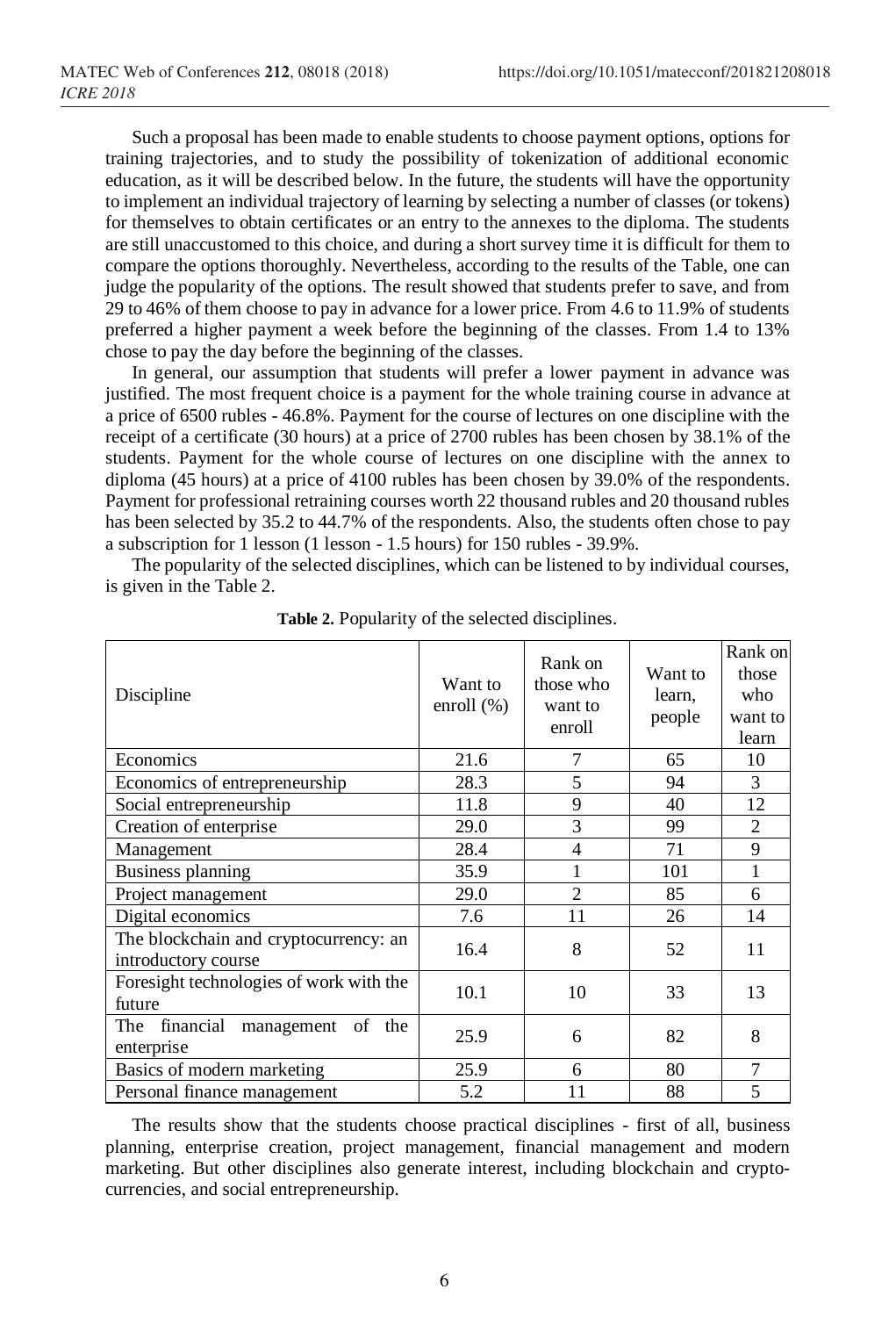Such a proposal has been made to enable students to choose payment options, options for training trajectories, and to study the possibility of tokenization of additional economic education, as it will be described below. In the future, the students will have the opportunity to implement an individual trajectory of learning by selecting a number of classes (or tokens) for themselves to obtain certificates or an entry to the annexes to the diploma. The students are still unaccustomed to this choice, and during a short survey time it is difficult for them to compare the options thoroughly. Nevertheless, according to the results of the Table, one can judge the popularity of the options. The result showed that students prefer to save, and from 29 to 46% of them choose to pay in advance for a lower price. From 4.6 to 11.9% of students preferred a higher payment a week before the beginning of the classes. From 1.4 to 13% chose to pay the day before the beginning of the classes.

In general, our assumption that students will prefer a lower payment in advance was justified. The most frequent choice is a payment for the whole training course in advance at a price of 6500 rubles - 46.8%. Payment for the course of lectures on one discipline with the receipt of a certificate (30 hours) at a price of 2700 rubles has been chosen by 38.1% of the students. Payment for the whole course of lectures on one discipline with the annex to diploma (45 hours) at a price of 4100 rubles has been chosen by 39.0% of the respondents. Payment for professional retraining courses worth 22 thousand rubles and 20 thousand rubles has been selected by 35.2 to 44.7% of the respondents. Also, the students often chose to pay a subscription for 1 lesson (1 lesson - 1.5 hours) for 150 rubles - 39.9%.

The popularity of the selected disciplines, which can be listened to by individual courses, is given in the Table 2.

**Table 2.** Popularity of the selected disciplines.

| Discipline | Want to enroll (%) | Rank on those who want to enroll | Want to learn, people | Rank on those who want to learn |
|---|---|---|---|---|
| Economics | 21.6 | 7 | 65 | 10 |
| Economics of entrepreneurship | 28.3 | 5 | 94 | 3 |
| Social entrepreneurship | 11.8 | 9 | 40 | 12 |
| Creation of enterprise | 29.0 | 3 | 99 | 2 |
| Management | 28.4 | 4 | 71 | 9 |
| Business planning | 35.9 | 1 | 101 | 1 |
| Project management | 29.0 | 2 | 85 | 6 |
| Digital economics | 7.6 | 11 | 26 | 14 |
| The blockchain and cryptocurrency: an introductory course | 16.4 | 8 | 52 | 11 |
| Foresight technologies of work with the future | 10.1 | 10 | 33 | 13 |
| The financial management of the enterprise | 25.9 | 6 | 82 | 8 |
| Basics of modern marketing | 25.9 | 6 | 80 | 7 |
| Personal finance management | 5.2 | 11 | 88 | 5 |

The results show that the students choose practical disciplines - first of all, business planning, enterprise creation, project management, financial management and modern marketing. But other disciplines also generate interest, including blockchain and crypto-currencies, and social entrepreneurship.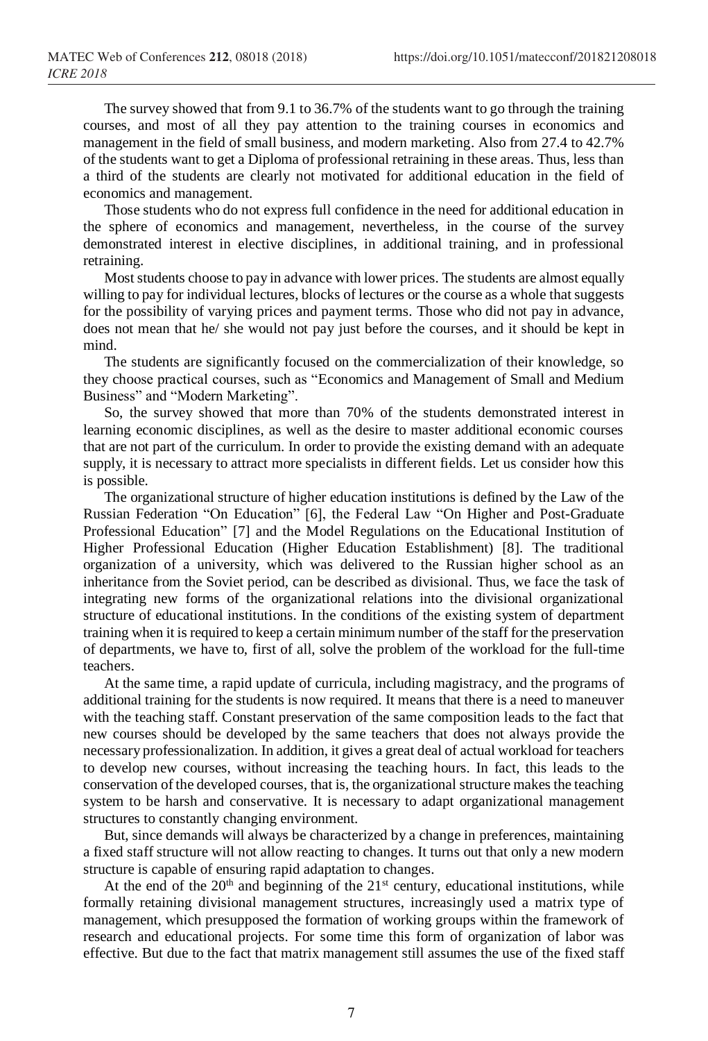The survey showed that from 9.1 to 36.7% of the students want to go through the training courses, and most of all they pay attention to the training courses in economics and management in the field of small business, and modern marketing. Also from 27.4 to 42.7% of the students want to get a Diploma of professional retraining in these areas. Thus, less than a third of the students are clearly not motivated for additional education in the field of economics and management.

Those students who do not express full confidence in the need for additional education in the sphere of economics and management, nevertheless, in the course of the survey demonstrated interest in elective disciplines, in additional training, and in professional retraining.

Most students choose to pay in advance with lower prices. The students are almost equally willing to pay for individual lectures, blocks of lectures or the course as a whole that suggests for the possibility of varying prices and payment terms. Those who did not pay in advance, does not mean that he/ she would not pay just before the courses, and it should be kept in mind.

The students are significantly focused on the commercialization of their knowledge, so they choose practical courses, such as "Economics and Management of Small and Medium Business" and "Modern Marketing".

So, the survey showed that more than 70% of the students demonstrated interest in learning economic disciplines, as well as the desire to master additional economic courses that are not part of the curriculum. In order to provide the existing demand with an adequate supply, it is necessary to attract more specialists in different fields. Let us consider how this is possible.

The organizational structure of higher education institutions is defined by the Law of the Russian Federation "On Education" [6], the Federal Law "On Higher and Post-Graduate Professional Education" [7] and the Model Regulations on the Educational Institution of Higher Professional Education (Higher Education Establishment) [8]. The traditional organization of a university, which was delivered to the Russian higher school as an inheritance from the Soviet period, can be described as divisional. Thus, we face the task of integrating new forms of the organizational relations into the divisional organizational structure of educational institutions. In the conditions of the existing system of department training when it is required to keep a certain minimum number of the staff for the preservation of departments, we have to, first of all, solve the problem of the workload for the full-time teachers.

At the same time, a rapid update of curricula, including magistracy, and the programs of additional training for the students is now required. It means that there is a need to maneuver with the teaching staff. Constant preservation of the same composition leads to the fact that new courses should be developed by the same teachers that does not always provide the necessary professionalization. In addition, it gives a great deal of actual workload for teachers to develop new courses, without increasing the teaching hours. In fact, this leads to the conservation of the developed courses, that is, the organizational structure makes the teaching system to be harsh and conservative. It is necessary to adapt organizational management structures to constantly changing environment.

But, since demands will always be characterized by a change in preferences, maintaining a fixed staff structure will not allow reacting to changes. It turns out that only a new modern structure is capable of ensuring rapid adaptation to changes.

At the end of the 20th and beginning of the 21st century, educational institutions, while formally retaining divisional management structures, increasingly used a matrix type of management, which presupposed the formation of working groups within the framework of research and educational projects. For some time this form of organization of labor was effective. But due to the fact that matrix management still assumes the use of the fixed staff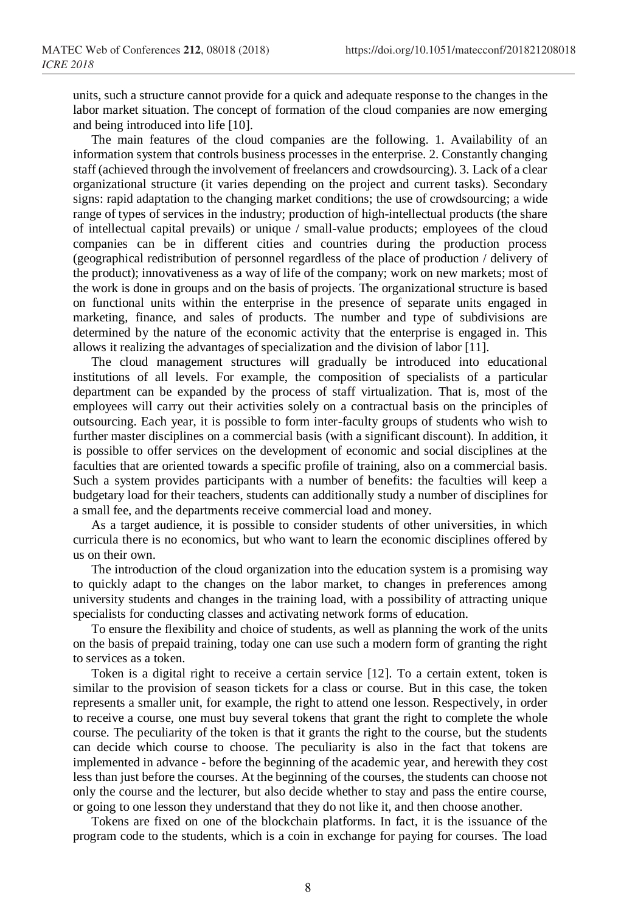units, such a structure cannot provide for a quick and adequate response to the changes in the labor market situation. The concept of formation of the cloud companies are now emerging and being introduced into life [10].

The main features of the cloud companies are the following. 1. Availability of an information system that controls business processes in the enterprise. 2. Constantly changing staff (achieved through the involvement of freelancers and crowdsourcing). 3. Lack of a clear organizational structure (it varies depending on the project and current tasks). Secondary signs: rapid adaptation to the changing market conditions; the use of crowdsourcing; a wide range of types of services in the industry; production of high-intellectual products (the share of intellectual capital prevails) or unique / small-value products; employees of the cloud companies can be in different cities and countries during the production process (geographical redistribution of personnel regardless of the place of production / delivery of the product); innovativeness as a way of life of the company; work on new markets; most of the work is done in groups and on the basis of projects. The organizational structure is based on functional units within the enterprise in the presence of separate units engaged in marketing, finance, and sales of products. The number and type of subdivisions are determined by the nature of the economic activity that the enterprise is engaged in. This allows it realizing the advantages of specialization and the division of labor [11].

The cloud management structures will gradually be introduced into educational institutions of all levels. For example, the composition of specialists of a particular department can be expanded by the process of staff virtualization. That is, most of the employees will carry out their activities solely on a contractual basis on the principles of outsourcing. Each year, it is possible to form inter-faculty groups of students who wish to further master disciplines on a commercial basis (with a significant discount). In addition, it is possible to offer services on the development of economic and social disciplines at the faculties that are oriented towards a specific profile of training, also on a commercial basis. Such a system provides participants with a number of benefits: the faculties will keep a budgetary load for their teachers, students can additionally study a number of disciplines for a small fee, and the departments receive commercial load and money.

As a target audience, it is possible to consider students of other universities, in which curricula there is no economics, but who want to learn the economic disciplines offered by us on their own.

The introduction of the cloud organization into the education system is a promising way to quickly adapt to the changes on the labor market, to changes in preferences among university students and changes in the training load, with a possibility of attracting unique specialists for conducting classes and activating network forms of education.

To ensure the flexibility and choice of students, as well as planning the work of the units on the basis of prepaid training, today one can use such a modern form of granting the right to services as a token.

Token is a digital right to receive a certain service [12]. To a certain extent, token is similar to the provision of season tickets for a class or course. But in this case, the token represents a smaller unit, for example, the right to attend one lesson. Respectively, in order to receive a course, one must buy several tokens that grant the right to complete the whole course. The peculiarity of the token is that it grants the right to the course, but the students can decide which course to choose. The peculiarity is also in the fact that tokens are implemented in advance - before the beginning of the academic year, and herewith they cost less than just before the courses. At the beginning of the courses, the students can choose not only the course and the lecturer, but also decide whether to stay and pass the entire course, or going to one lesson they understand that they do not like it, and then choose another.

Tokens are fixed on one of the blockchain platforms. In fact, it is the issuance of the program code to the students, which is a coin in exchange for paying for courses. The load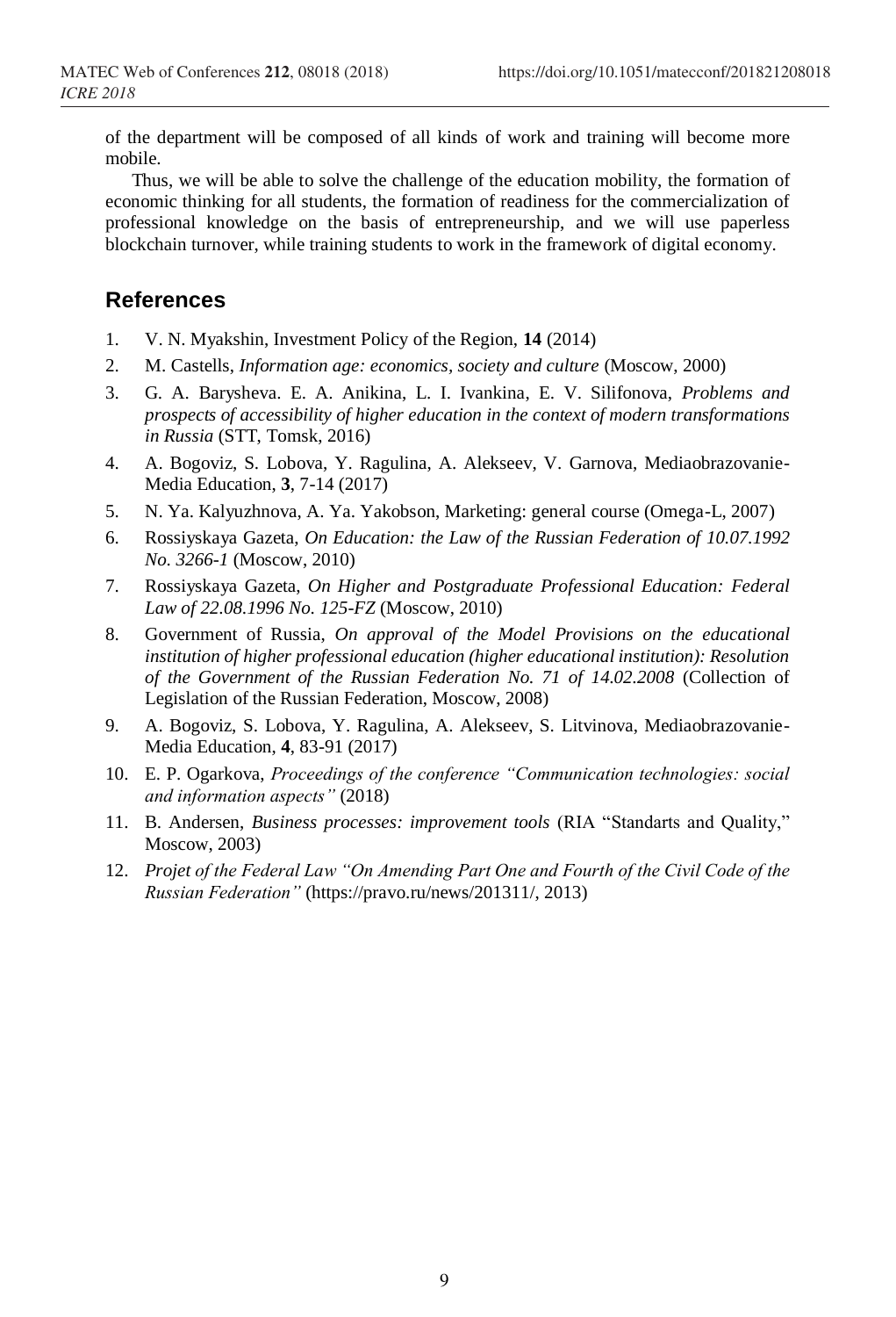of the department will be composed of all kinds of work and training will become more mobile.

Thus, we will be able to solve the challenge of the education mobility, the formation of economic thinking for all students, the formation of readiness for the commercialization of professional knowledge on the basis of entrepreneurship, and we will use paperless blockchain turnover, while training students to work in the framework of digital economy.

## References

1. V. N. Myakshin, Investment Policy of the Region, **14** (2014)
2. M. Castells, *Information age: economics, society and culture* (Moscow, 2000)
3. G. A. Barysheva. E. A. Anikina, L. I. Ivankina, E. V. Silifonova, *Problems and prospects of accessibility of higher education in the context of modern transformations in Russia* (STT, Tomsk, 2016)
4. A. Bogoviz, S. Lobova, Y. Ragulina, A. Alekseev, V. Garnova, Mediaobrazovanie-Media Education, **3**, 7-14 (2017)
5. N. Ya. Kalyuzhnova, A. Ya. Yakobson, Marketing: general course (Omega-L, 2007)
6. Rossiyskaya Gazeta, *On Education: the Law of the Russian Federation of 10.07.1992 No. 3266-1* (Moscow, 2010)
7. Rossiyskaya Gazeta, *On Higher and Postgraduate Professional Education: Federal Law of 22.08.1996 No. 125-FZ* (Moscow, 2010)
8. Government of Russia, *On approval of the Model Provisions on the educational institution of higher professional education (higher educational institution): Resolution of the Government of the Russian Federation No. 71 of 14.02.2008* (Collection of Legislation of the Russian Federation, Moscow, 2008)
9. A. Bogoviz, S. Lobova, Y. Ragulina, A. Alekseev, S. Litvinova, Mediaobrazovanie-Media Education, **4**, 83-91 (2017)
10. E. P. Ogarkova, *Proceedings of the conference "Communication technologies: social and information aspects"* (2018)
11. B. Andersen, *Business processes: improvement tools* (RIA "Standarts and Quality," Moscow, 2003)
12. *Projet of the Federal Law "On Amending Part One and Fourth of the Civil Code of the Russian Federation"* (https://pravo.ru/news/201311/, 2013)